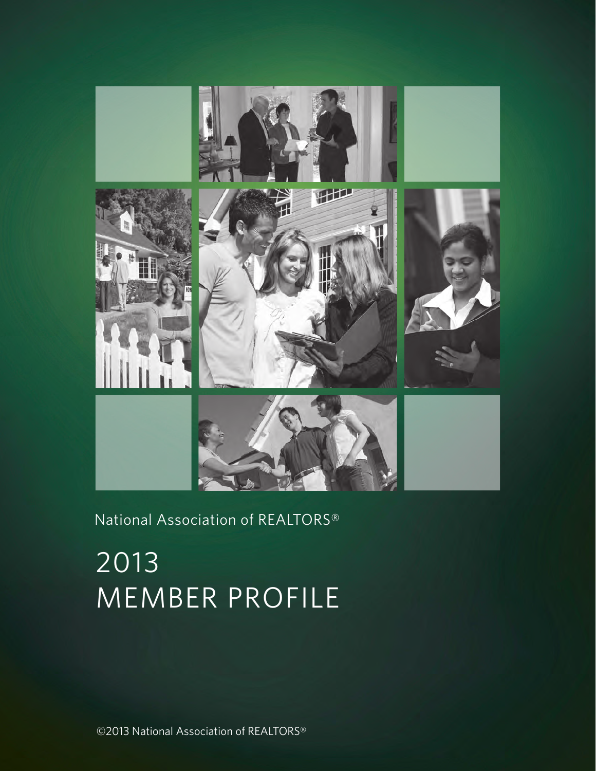National Association of REALTORS®

# 2013 MEMBER PROFILE

©2013 National Association of REALTORS®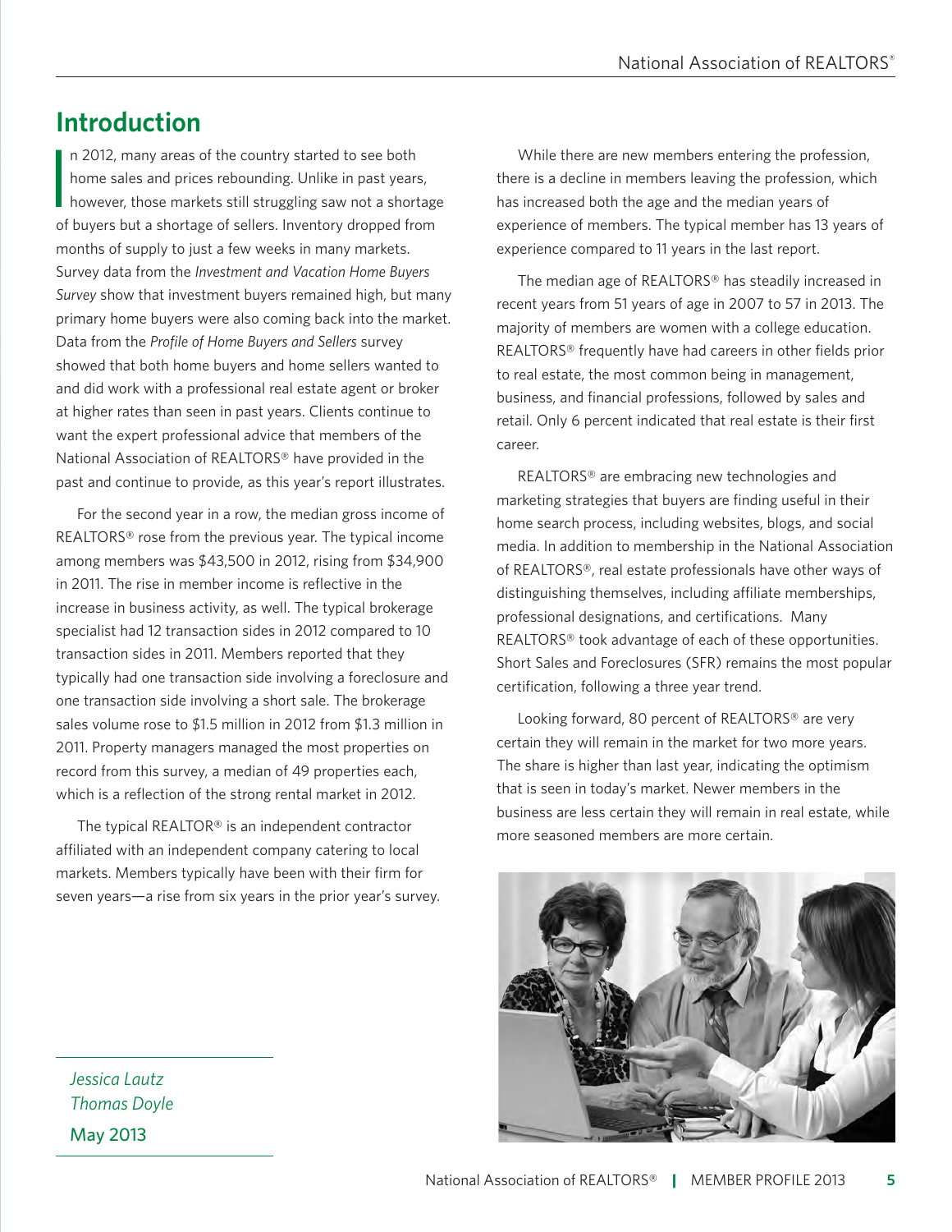# Introduction

In 2012, many areas of the country started to see both home sales and prices rebounding. Unlike in past years, however, those markets still struggling saw not a shortage of buyers but a shortage of sellers. Inventory dropped from months of supply to just a few weeks in many markets. Survey data from the *Investment and Vacation Home Buyers Survey* show that investment buyers remained high, but many primary home buyers were also coming back into the market. Data from the *Profile of Home Buyers and Sellers* survey showed that both home buyers and home sellers wanted to and did work with a professional real estate agent or broker at higher rates than seen in past years. Clients continue to want the expert professional advice that members of the National Association of REALTORS® have provided in the past and continue to provide, as this year's report illustrates.

For the second year in a row, the median gross income of REALTORS® rose from the previous year. The typical income among members was $43,500 in 2012, rising from $34,900 in 2011. The rise in member income is reflective in the increase in business activity, as well. The typical brokerage specialist had 12 transaction sides in 2012 compared to 10 transaction sides in 2011. Members reported that they typically had one transaction side involving a foreclosure and one transaction side involving a short sale. The brokerage sales volume rose to $1.5 million in 2012 from $1.3 million in 2011. Property managers managed the most properties on record from this survey, a median of 49 properties each, which is a reflection of the strong rental market in 2012.

The typical REALTOR® is an independent contractor affiliated with an independent company catering to local markets. Members typically have been with their firm for seven years—a rise from six years in the prior year's survey.

While there are new members entering the profession, there is a decline in members leaving the profession, which has increased both the age and the median years of experience of members. The typical member has 13 years of experience compared to 11 years in the last report.

The median age of REALTORS® has steadily increased in recent years from 51 years of age in 2007 to 57 in 2013. The majority of members are women with a college education. REALTORS® frequently have had careers in other fields prior to real estate, the most common being in management, business, and financial professions, followed by sales and retail. Only 6 percent indicated that real estate is their first career.

REALTORS® are embracing new technologies and marketing strategies that buyers are finding useful in their home search process, including websites, blogs, and social media. In addition to membership in the National Association of REALTORS®, real estate professionals have other ways of distinguishing themselves, including affiliate memberships, professional designations, and certifications. Many REALTORS® took advantage of each of these opportunities. Short Sales and Foreclosures (SFR) remains the most popular certification, following a three year trend.

Looking forward, 80 percent of REALTORS® are very certain they will remain in the market for two more years. The share is higher than last year, indicating the optimism that is seen in today's market. Newer members in the business are less certain they will remain in real estate, while more seasoned members are more certain.

*Jessica Lautz*
*Thomas Doyle*
May 2013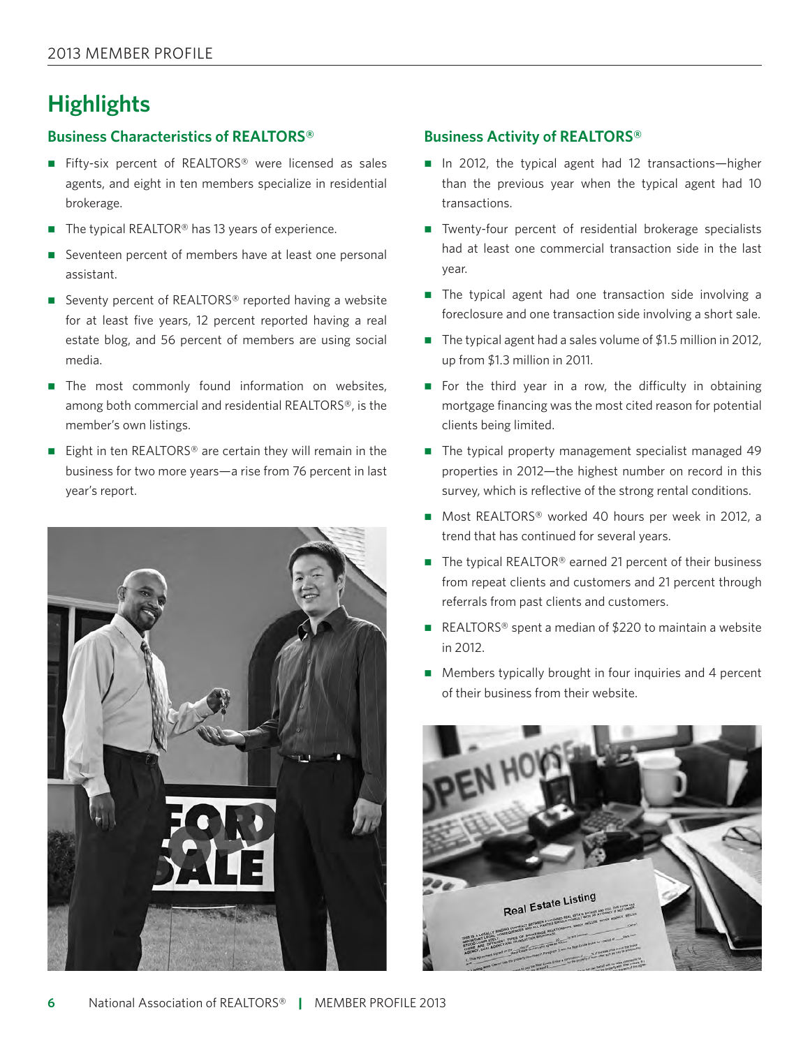# Highlights

## Business Characteristics of REALTORS®

- Fifty-six percent of REALTORS® were licensed as sales agents, and eight in ten members specialize in residential brokerage.
- The typical REALTOR® has 13 years of experience.
- Seventeen percent of members have at least one personal assistant.
- Seventy percent of REALTORS® reported having a website for at least five years, 12 percent reported having a real estate blog, and 56 percent of members are using social media.
- The most commonly found information on websites, among both commercial and residential REALTORS®, is the member's own listings.
- Eight in ten REALTORS® are certain they will remain in the business for two more years—a rise from 76 percent in last year's report.

## Business Activity of REALTORS®

- In 2012, the typical agent had 12 transactions—higher than the previous year when the typical agent had 10 transactions.
- Twenty-four percent of residential brokerage specialists had at least one commercial transaction side in the last year.
- The typical agent had one transaction side involving a foreclosure and one transaction side involving a short sale.
- The typical agent had a sales volume of $1.5 million in 2012, up from $1.3 million in 2011.
- For the third year in a row, the difficulty in obtaining mortgage financing was the most cited reason for potential clients being limited.
- The typical property management specialist managed 49 properties in 2012—the highest number on record in this survey, which is reflective of the strong rental conditions.
- Most REALTORS® worked 40 hours per week in 2012, a trend that has continued for several years.
- The typical REALTOR® earned 21 percent of their business from repeat clients and customers and 21 percent through referrals from past clients and customers.
- REALTORS® spent a median of $220 to maintain a website in 2012.
- Members typically brought in four inquiries and 4 percent of their business from their website.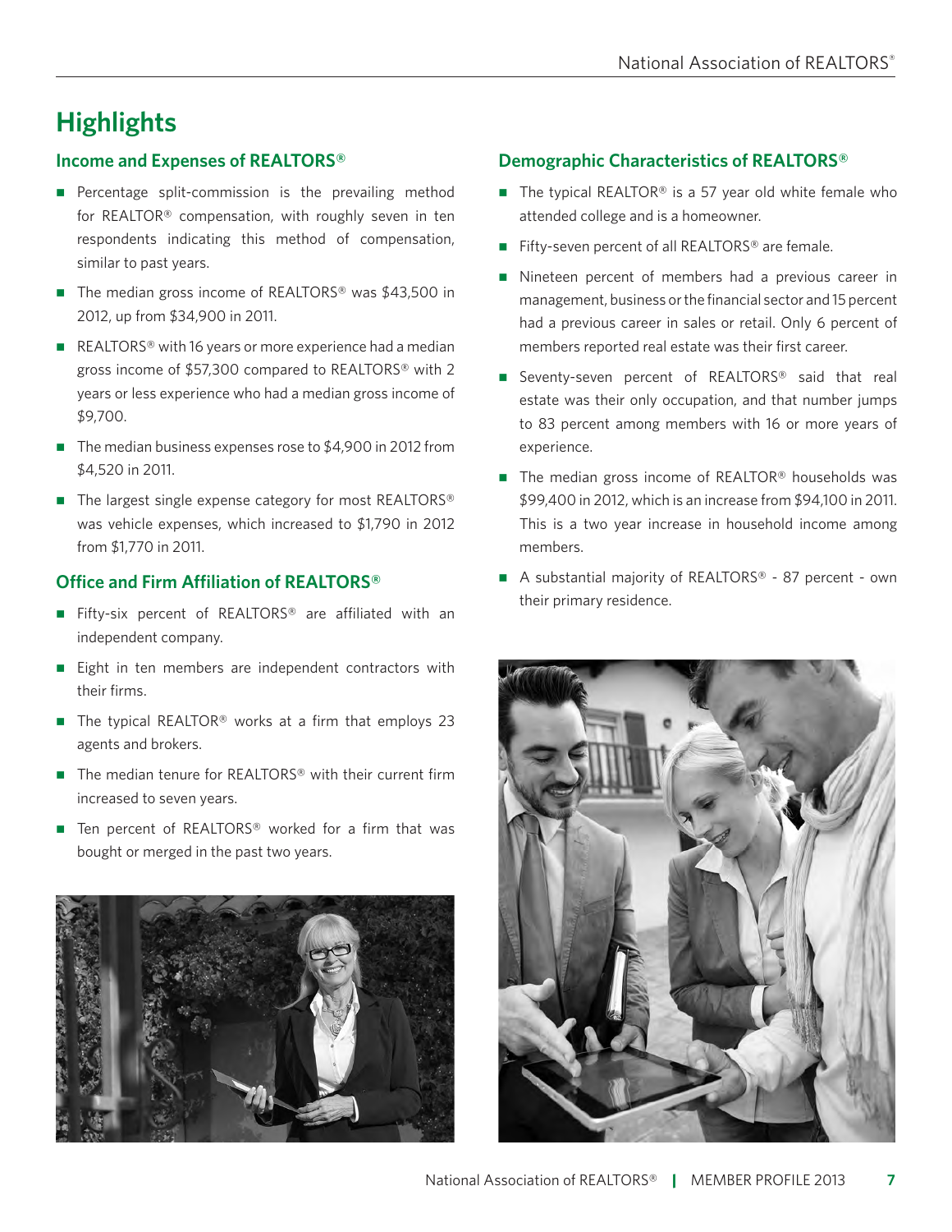# Highlights

## Income and Expenses of REALTORS®

- Percentage split-commission is the prevailing method for REALTOR® compensation, with roughly seven in ten respondents indicating this method of compensation, similar to past years.
- The median gross income of REALTORS® was $43,500 in 2012, up from $34,900 in 2011.
- REALTORS® with 16 years or more experience had a median gross income of $57,300 compared to REALTORS® with 2 years or less experience who had a median gross income of $9,700.
- The median business expenses rose to $4,900 in 2012 from $4,520 in 2011.
- The largest single expense category for most REALTORS® was vehicle expenses, which increased to $1,790 in 2012 from $1,770 in 2011.

## Office and Firm Affiliation of REALTORS®

- Fifty-six percent of REALTORS® are affiliated with an independent company.
- Eight in ten members are independent contractors with their firms.
- The typical REALTOR® works at a firm that employs 23 agents and brokers.
- The median tenure for REALTORS® with their current firm increased to seven years.
- Ten percent of REALTORS® worked for a firm that was bought or merged in the past two years.

## Demographic Characteristics of REALTORS®

- The typical REALTOR® is a 57 year old white female who attended college and is a homeowner.
- Fifty-seven percent of all REALTORS® are female.
- Nineteen percent of members had a previous career in management, business or the financial sector and 15 percent had a previous career in sales or retail. Only 6 percent of members reported real estate was their first career.
- Seventy-seven percent of REALTORS® said that real estate was their only occupation, and that number jumps to 83 percent among members with 16 or more years of experience.
- The median gross income of REALTOR® households was $99,400 in 2012, which is an increase from $94,100 in 2011. This is a two year increase in household income among members.
- A substantial majority of REALTORS® - 87 percent - own their primary residence.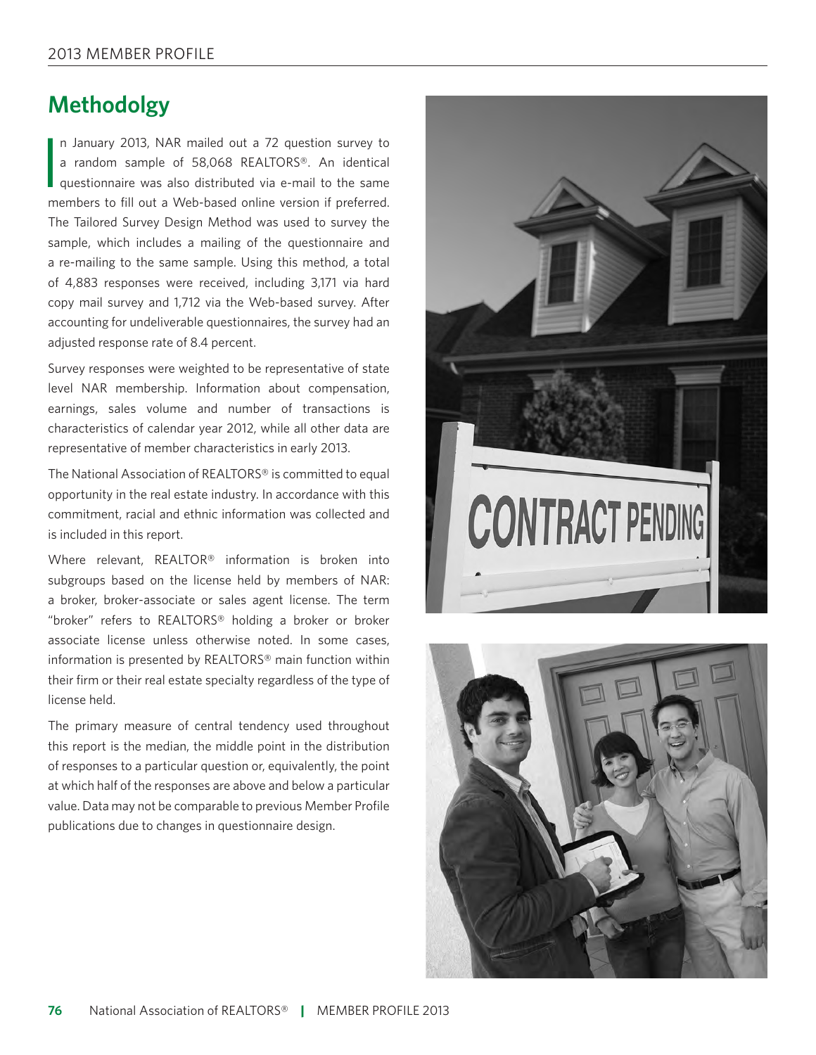# Methodolgy

In January 2013, NAR mailed out a 72 question survey to a random sample of 58,068 REALTORS®. An identical questionnaire was also distributed via e-mail to the same members to fill out a Web-based online version if preferred. The Tailored Survey Design Method was used to survey the sample, which includes a mailing of the questionnaire and a re-mailing to the same sample. Using this method, a total of 4,883 responses were received, including 3,171 via hard copy mail survey and 1,712 via the Web-based survey. After accounting for undeliverable questionnaires, the survey had an adjusted response rate of 8.4 percent.

Survey responses were weighted to be representative of state level NAR membership. Information about compensation, earnings, sales volume and number of transactions is characteristics of calendar year 2012, while all other data are representative of member characteristics in early 2013.

The National Association of REALTORS® is committed to equal opportunity in the real estate industry. In accordance with this commitment, racial and ethnic information was collected and is included in this report.

Where relevant, REALTOR® information is broken into subgroups based on the license held by members of NAR: a broker, broker-associate or sales agent license. The term "broker" refers to REALTORS® holding a broker or broker associate license unless otherwise noted. In some cases, information is presented by REALTORS® main function within their firm or their real estate specialty regardless of the type of license held.

The primary measure of central tendency used throughout this report is the median, the middle point in the distribution of responses to a particular question or, equivalently, the point at which half of the responses are above and below a particular value. Data may not be comparable to previous Member Profile publications due to changes in questionnaire design.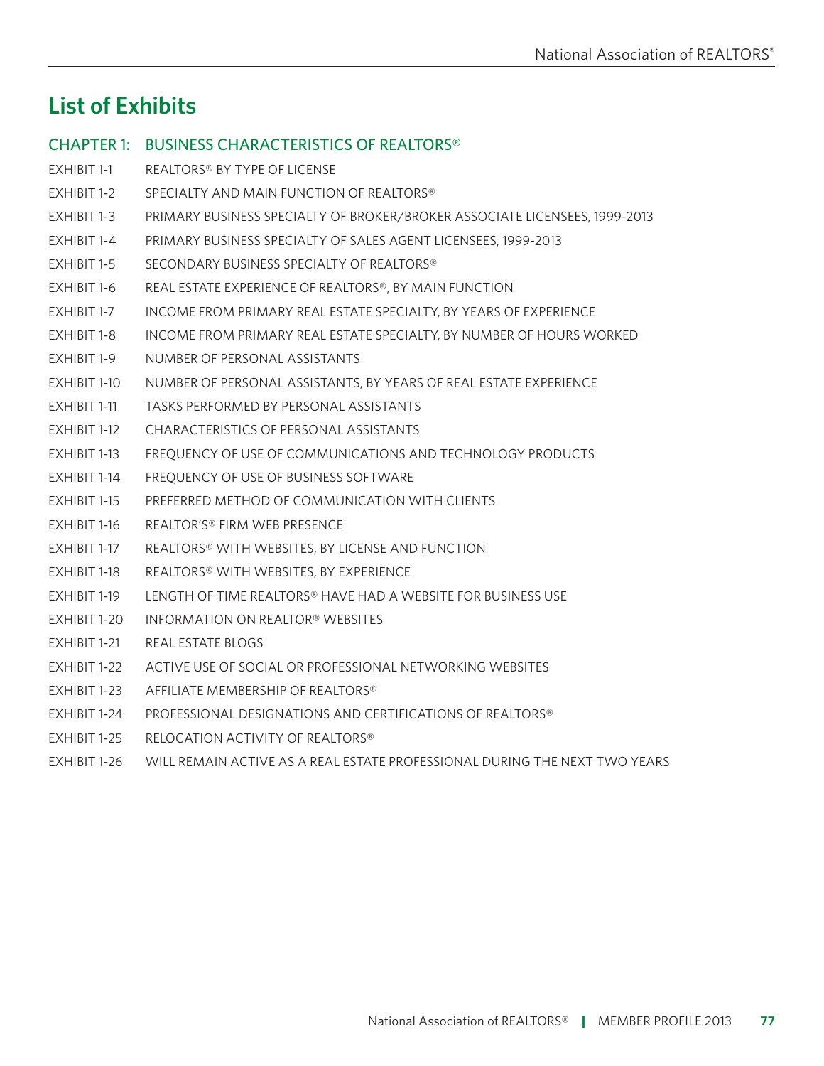## List of Exhibits

### CHAPTER 1: BUSINESS CHARACTERISTICS OF REALTORS®

| | |
|---|---|
| EXHIBIT 1-1 | REALTORS® BY TYPE OF LICENSE |
| EXHIBIT 1-2 | SPECIALTY AND MAIN FUNCTION OF REALTORS® |
| EXHIBIT 1-3 | PRIMARY BUSINESS SPECIALTY OF BROKER/BROKER ASSOCIATE LICENSEES, 1999-2013 |
| EXHIBIT 1-4 | PRIMARY BUSINESS SPECIALTY OF SALES AGENT LICENSEES, 1999-2013 |
| EXHIBIT 1-5 | SECONDARY BUSINESS SPECIALTY OF REALTORS® |
| EXHIBIT 1-6 | REAL ESTATE EXPERIENCE OF REALTORS®, BY MAIN FUNCTION |
| EXHIBIT 1-7 | INCOME FROM PRIMARY REAL ESTATE SPECIALTY, BY YEARS OF EXPERIENCE |
| EXHIBIT 1-8 | INCOME FROM PRIMARY REAL ESTATE SPECIALTY, BY NUMBER OF HOURS WORKED |
| EXHIBIT 1-9 | NUMBER OF PERSONAL ASSISTANTS |
| EXHIBIT 1-10 | NUMBER OF PERSONAL ASSISTANTS, BY YEARS OF REAL ESTATE EXPERIENCE |
| EXHIBIT 1-11 | TASKS PERFORMED BY PERSONAL ASSISTANTS |
| EXHIBIT 1-12 | CHARACTERISTICS OF PERSONAL ASSISTANTS |
| EXHIBIT 1-13 | FREQUENCY OF USE OF COMMUNICATIONS AND TECHNOLOGY PRODUCTS |
| EXHIBIT 1-14 | FREQUENCY OF USE OF BUSINESS SOFTWARE |
| EXHIBIT 1-15 | PREFERRED METHOD OF COMMUNICATION WITH CLIENTS |
| EXHIBIT 1-16 | REALTOR'S® FIRM WEB PRESENCE |
| EXHIBIT 1-17 | REALTORS® WITH WEBSITES, BY LICENSE AND FUNCTION |
| EXHIBIT 1-18 | REALTORS® WITH WEBSITES, BY EXPERIENCE |
| EXHIBIT 1-19 | LENGTH OF TIME REALTORS® HAVE HAD A WEBSITE FOR BUSINESS USE |
| EXHIBIT 1-20 | INFORMATION ON REALTOR® WEBSITES |
| EXHIBIT 1-21 | REAL ESTATE BLOGS |
| EXHIBIT 1-22 | ACTIVE USE OF SOCIAL OR PROFESSIONAL NETWORKING WEBSITES |
| EXHIBIT 1-23 | AFFILIATE MEMBERSHIP OF REALTORS® |
| EXHIBIT 1-24 | PROFESSIONAL DESIGNATIONS AND CERTIFICATIONS OF REALTORS® |
| EXHIBIT 1-25 | RELOCATION ACTIVITY OF REALTORS® |
| EXHIBIT 1-26 | WILL REMAIN ACTIVE AS A REAL ESTATE PROFESSIONAL DURING THE NEXT TWO YEARS |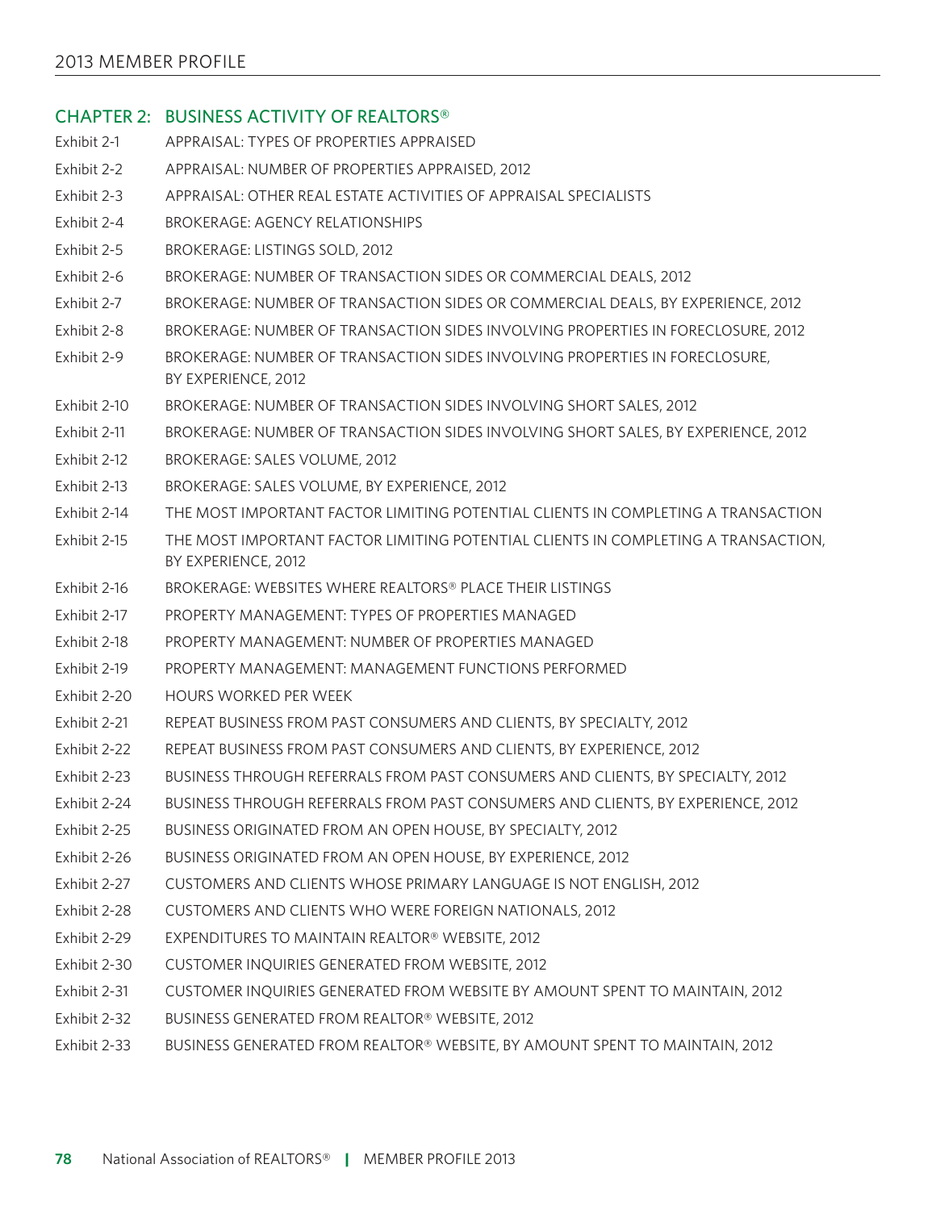## CHAPTER 2: BUSINESS ACTIVITY OF REALTORS®

| | |
|---|---|
| Exhibit 2-1 | APPRAISAL: TYPES OF PROPERTIES APPRAISED |
| Exhibit 2-2 | APPRAISAL: NUMBER OF PROPERTIES APPRAISED, 2012 |
| Exhibit 2-3 | APPRAISAL: OTHER REAL ESTATE ACTIVITIES OF APPRAISAL SPECIALISTS |
| Exhibit 2-4 | BROKERAGE: AGENCY RELATIONSHIPS |
| Exhibit 2-5 | BROKERAGE: LISTINGS SOLD, 2012 |
| Exhibit 2-6 | BROKERAGE: NUMBER OF TRANSACTION SIDES OR COMMERCIAL DEALS, 2012 |
| Exhibit 2-7 | BROKERAGE: NUMBER OF TRANSACTION SIDES OR COMMERCIAL DEALS, BY EXPERIENCE, 2012 |
| Exhibit 2-8 | BROKERAGE: NUMBER OF TRANSACTION SIDES INVOLVING PROPERTIES IN FORECLOSURE, 2012 |
| Exhibit 2-9 | BROKERAGE: NUMBER OF TRANSACTION SIDES INVOLVING PROPERTIES IN FORECLOSURE, BY EXPERIENCE, 2012 |
| Exhibit 2-10 | BROKERAGE: NUMBER OF TRANSACTION SIDES INVOLVING SHORT SALES, 2012 |
| Exhibit 2-11 | BROKERAGE: NUMBER OF TRANSACTION SIDES INVOLVING SHORT SALES, BY EXPERIENCE, 2012 |
| Exhibit 2-12 | BROKERAGE: SALES VOLUME, 2012 |
| Exhibit 2-13 | BROKERAGE: SALES VOLUME, BY EXPERIENCE, 2012 |
| Exhibit 2-14 | THE MOST IMPORTANT FACTOR LIMITING POTENTIAL CLIENTS IN COMPLETING A TRANSACTION |
| Exhibit 2-15 | THE MOST IMPORTANT FACTOR LIMITING POTENTIAL CLIENTS IN COMPLETING A TRANSACTION, BY EXPERIENCE, 2012 |
| Exhibit 2-16 | BROKERAGE: WEBSITES WHERE REALTORS® PLACE THEIR LISTINGS |
| Exhibit 2-17 | PROPERTY MANAGEMENT: TYPES OF PROPERTIES MANAGED |
| Exhibit 2-18 | PROPERTY MANAGEMENT: NUMBER OF PROPERTIES MANAGED |
| Exhibit 2-19 | PROPERTY MANAGEMENT: MANAGEMENT FUNCTIONS PERFORMED |
| Exhibit 2-20 | HOURS WORKED PER WEEK |
| Exhibit 2-21 | REPEAT BUSINESS FROM PAST CONSUMERS AND CLIENTS, BY SPECIALTY, 2012 |
| Exhibit 2-22 | REPEAT BUSINESS FROM PAST CONSUMERS AND CLIENTS, BY EXPERIENCE, 2012 |
| Exhibit 2-23 | BUSINESS THROUGH REFERRALS FROM PAST CONSUMERS AND CLIENTS, BY SPECIALTY, 2012 |
| Exhibit 2-24 | BUSINESS THROUGH REFERRALS FROM PAST CONSUMERS AND CLIENTS, BY EXPERIENCE, 2012 |
| Exhibit 2-25 | BUSINESS ORIGINATED FROM AN OPEN HOUSE, BY SPECIALTY, 2012 |
| Exhibit 2-26 | BUSINESS ORIGINATED FROM AN OPEN HOUSE, BY EXPERIENCE, 2012 |
| Exhibit 2-27 | CUSTOMERS AND CLIENTS WHOSE PRIMARY LANGUAGE IS NOT ENGLISH, 2012 |
| Exhibit 2-28 | CUSTOMERS AND CLIENTS WHO WERE FOREIGN NATIONALS, 2012 |
| Exhibit 2-29 | EXPENDITURES TO MAINTAIN REALTOR® WEBSITE, 2012 |
| Exhibit 2-30 | CUSTOMER INQUIRIES GENERATED FROM WEBSITE, 2012 |
| Exhibit 2-31 | CUSTOMER INQUIRIES GENERATED FROM WEBSITE BY AMOUNT SPENT TO MAINTAIN, 2012 |
| Exhibit 2-32 | BUSINESS GENERATED FROM REALTOR® WEBSITE, 2012 |
| Exhibit 2-33 | BUSINESS GENERATED FROM REALTOR® WEBSITE, BY AMOUNT SPENT TO MAINTAIN, 2012 |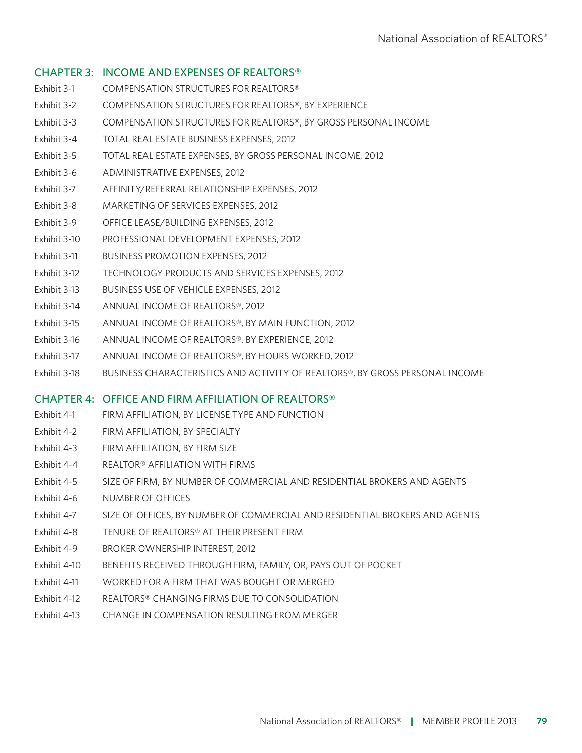## CHAPTER 3: INCOME AND EXPENSES OF REALTORS®

Exhibit 3-1 COMPENSATION STRUCTURES FOR REALTORS®

Exhibit 3-2 COMPENSATION STRUCTURES FOR REALTORS®, BY EXPERIENCE

Exhibit 3-3 COMPENSATION STRUCTURES FOR REALTORS®, BY GROSS PERSONAL INCOME

Exhibit 3-4 TOTAL REAL ESTATE BUSINESS EXPENSES, 2012

Exhibit 3-5 TOTAL REAL ESTATE EXPENSES, BY GROSS PERSONAL INCOME, 2012

Exhibit 3-6 ADMINISTRATIVE EXPENSES, 2012

Exhibit 3-7 AFFINITY/REFERRAL RELATIONSHIP EXPENSES, 2012

Exhibit 3-8 MARKETING OF SERVICES EXPENSES, 2012

Exhibit 3-9 OFFICE LEASE/BUILDING EXPENSES, 2012

Exhibit 3-10 PROFESSIONAL DEVELOPMENT EXPENSES, 2012

Exhibit 3-11 BUSINESS PROMOTION EXPENSES, 2012

Exhibit 3-12 TECHNOLOGY PRODUCTS AND SERVICES EXPENSES, 2012

Exhibit 3-13 BUSINESS USE OF VEHICLE EXPENSES, 2012

Exhibit 3-14 ANNUAL INCOME OF REALTORS®, 2012

Exhibit 3-15 ANNUAL INCOME OF REALTORS®, BY MAIN FUNCTION, 2012

Exhibit 3-16 ANNUAL INCOME OF REALTORS®, BY EXPERIENCE, 2012

Exhibit 3-17 ANNUAL INCOME OF REALTORS®, BY HOURS WORKED, 2012

Exhibit 3-18 BUSINESS CHARACTERISTICS AND ACTIVITY OF REALTORS®, BY GROSS PERSONAL INCOME

## CHAPTER 4: OFFICE AND FIRM AFFILIATION OF REALTORS®

Exhibit 4-1 FIRM AFFILIATION, BY LICENSE TYPE AND FUNCTION

Exhibit 4-2 FIRM AFFILIATION, BY SPECIALTY

Exhibit 4-3 FIRM AFFILIATION, BY FIRM SIZE

Exhibit 4-4 REALTOR® AFFILIATION WITH FIRMS

Exhibit 4-5 SIZE OF FIRM, BY NUMBER OF COMMERCIAL AND RESIDENTIAL BROKERS AND AGENTS

Exhibit 4-6 NUMBER OF OFFICES

Exhibit 4-7 SIZE OF OFFICES, BY NUMBER OF COMMERCIAL AND RESIDENTIAL BROKERS AND AGENTS

Exhibit 4-8 TENURE OF REALTORS® AT THEIR PRESENT FIRM

Exhibit 4-9 BROKER OWNERSHIP INTEREST, 2012

Exhibit 4-10 BENEFITS RECEIVED THROUGH FIRM, FAMILY, OR, PAYS OUT OF POCKET

Exhibit 4-11 WORKED FOR A FIRM THAT WAS BOUGHT OR MERGED

Exhibit 4-12 REALTORS® CHANGING FIRMS DUE TO CONSOLIDATION

Exhibit 4-13 CHANGE IN COMPENSATION RESULTING FROM MERGER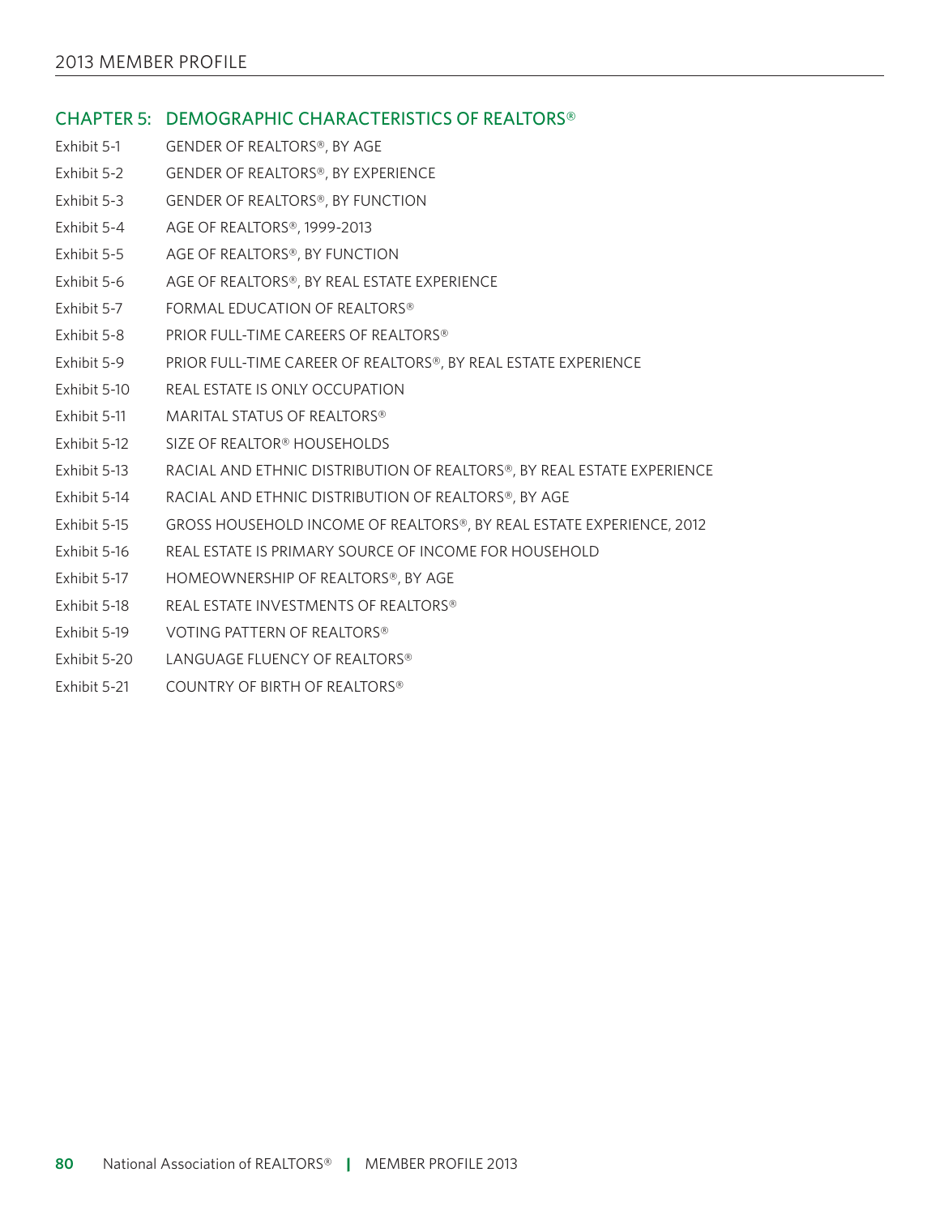## CHAPTER 5: DEMOGRAPHIC CHARACTERISTICS OF REALTORS®

| | |
|---|---|
| Exhibit 5-1 | GENDER OF REALTORS®, BY AGE |
| Exhibit 5-2 | GENDER OF REALTORS®, BY EXPERIENCE |
| Exhibit 5-3 | GENDER OF REALTORS®, BY FUNCTION |
| Exhibit 5-4 | AGE OF REALTORS®, 1999-2013 |
| Exhibit 5-5 | AGE OF REALTORS®, BY FUNCTION |
| Exhibit 5-6 | AGE OF REALTORS®, BY REAL ESTATE EXPERIENCE |
| Exhibit 5-7 | FORMAL EDUCATION OF REALTORS® |
| Exhibit 5-8 | PRIOR FULL-TIME CAREERS OF REALTORS® |
| Exhibit 5-9 | PRIOR FULL-TIME CAREER OF REALTORS®, BY REAL ESTATE EXPERIENCE |
| Exhibit 5-10 | REAL ESTATE IS ONLY OCCUPATION |
| Exhibit 5-11 | MARITAL STATUS OF REALTORS® |
| Exhibit 5-12 | SIZE OF REALTOR® HOUSEHOLDS |
| Exhibit 5-13 | RACIAL AND ETHNIC DISTRIBUTION OF REALTORS®, BY REAL ESTATE EXPERIENCE |
| Exhibit 5-14 | RACIAL AND ETHNIC DISTRIBUTION OF REALTORS®, BY AGE |
| Exhibit 5-15 | GROSS HOUSEHOLD INCOME OF REALTORS®, BY REAL ESTATE EXPERIENCE, 2012 |
| Exhibit 5-16 | REAL ESTATE IS PRIMARY SOURCE OF INCOME FOR HOUSEHOLD |
| Exhibit 5-17 | HOMEOWNERSHIP OF REALTORS®, BY AGE |
| Exhibit 5-18 | REAL ESTATE INVESTMENTS OF REALTORS® |
| Exhibit 5-19 | VOTING PATTERN OF REALTORS® |
| Exhibit 5-20 | LANGUAGE FLUENCY OF REALTORS® |
| Exhibit 5-21 | COUNTRY OF BIRTH OF REALTORS® |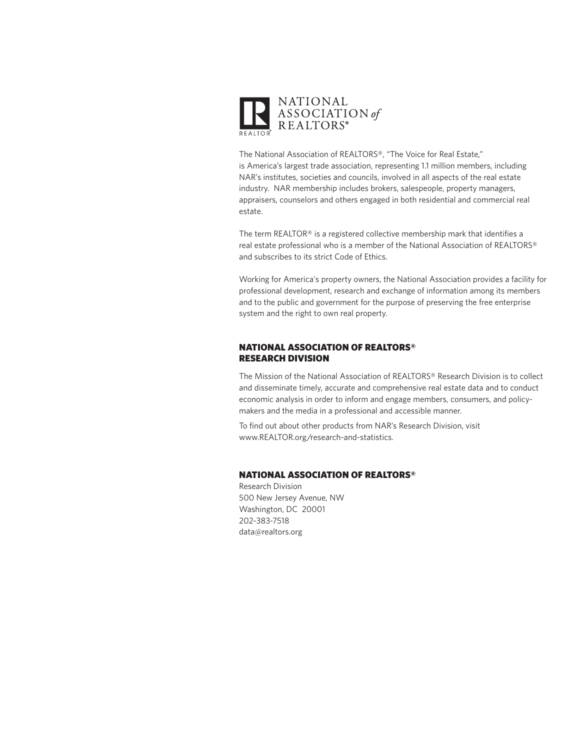NATIONAL ASSOCIATION of REALTORS®

The National Association of REALTORS®, "The Voice for Real Estate," is America's largest trade association, representing 1.1 million members, including NAR's institutes, societies and councils, involved in all aspects of the real estate industry. NAR membership includes brokers, salespeople, property managers, appraisers, counselors and others engaged in both residential and commercial real estate.

The term REALTOR® is a registered collective membership mark that identifies a real estate professional who is a member of the National Association of REALTORS® and subscribes to its strict Code of Ethics.

Working for America's property owners, the National Association provides a facility for professional development, research and exchange of information among its members and to the public and government for the purpose of preserving the free enterprise system and the right to own real property.

## NATIONAL ASSOCIATION OF REALTORS® RESEARCH DIVISION

The Mission of the National Association of REALTORS® Research Division is to collect and disseminate timely, accurate and comprehensive real estate data and to conduct economic analysis in order to inform and engage members, consumers, and policy-makers and the media in a professional and accessible manner.

To find out about other products from NAR's Research Division, visit www.REALTOR.org/research-and-statistics.

## NATIONAL ASSOCIATION OF REALTORS®

Research Division
500 New Jersey Avenue, NW
Washington, DC 20001
202-383-7518
data@realtors.org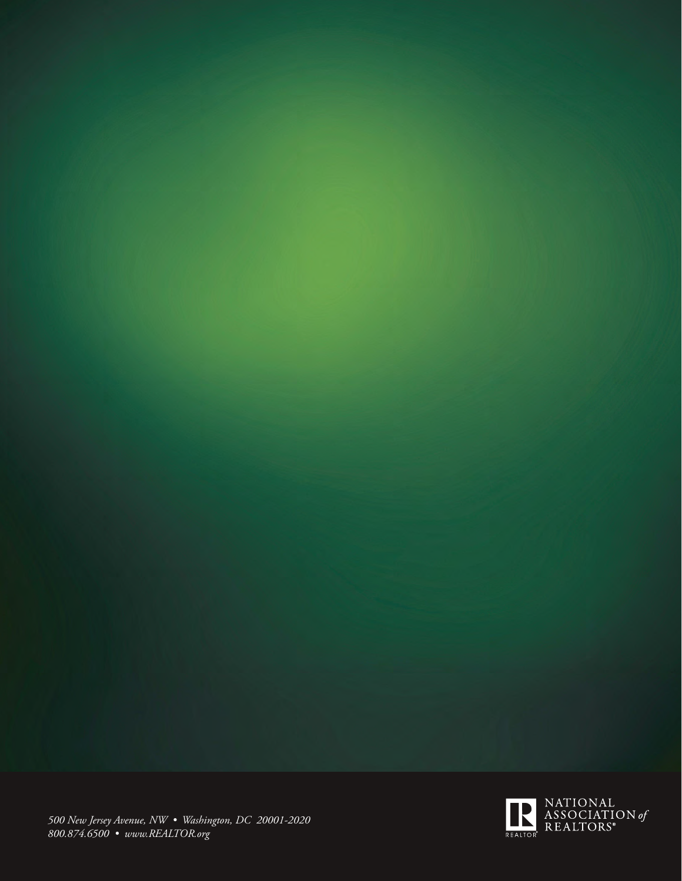*500 New Jersey Avenue, NW • Washington, DC 20001-2020*
*800.874.6500 • www.REALTOR.org*

NATIONAL ASSOCIATION *of* REALTORS®